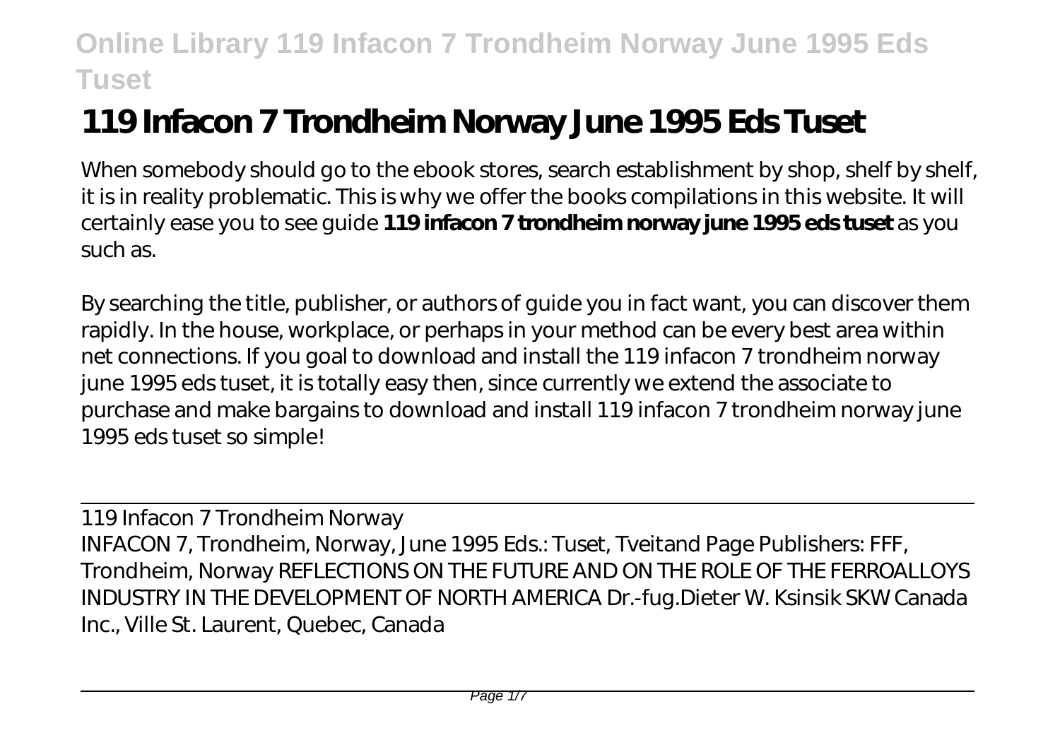# 119 Infacon 7 Trondheim Norway June 1995 Eds Tuset

When somebody should go to the ebook stores, search establishment by shop, shelf by shelf, it is in reality problematic. This is why we offer the books compilations in this website. It will certainly ease you to see guide **119 infacon 7 trondheim norway june 1995 eds tuset** as you such as.

By searching the title, publisher, or authors of guide you in fact want, you can discover them rapidly. In the house, workplace, or perhaps in your method can be every best area within net connections. If you goal to download and install the 119 infacon 7 trondheim norway june 1995 eds tuset, it is totally easy then, since currently we extend the associate to purchase and make bargains to download and install 119 infacon 7 trondheim norway june 1995 eds tuset so simple!

119 Infacon 7 Trondheim Norway

INFACON 7, Trondheim, Norway, June 1995 Eds.: Tuset, Tveitand Page Publishers: FFF, Trondheim, Norway REFLECTIONS ON THE FUTURE AND ON THE ROLE OF THE FERROALLOYS INDUSTRY IN THE DEVELOPMENT OF NORTH AMERICA Dr.-fug.Dieter W. Ksinsik SKW Canada Inc., Ville St. Laurent, Quebec, Canada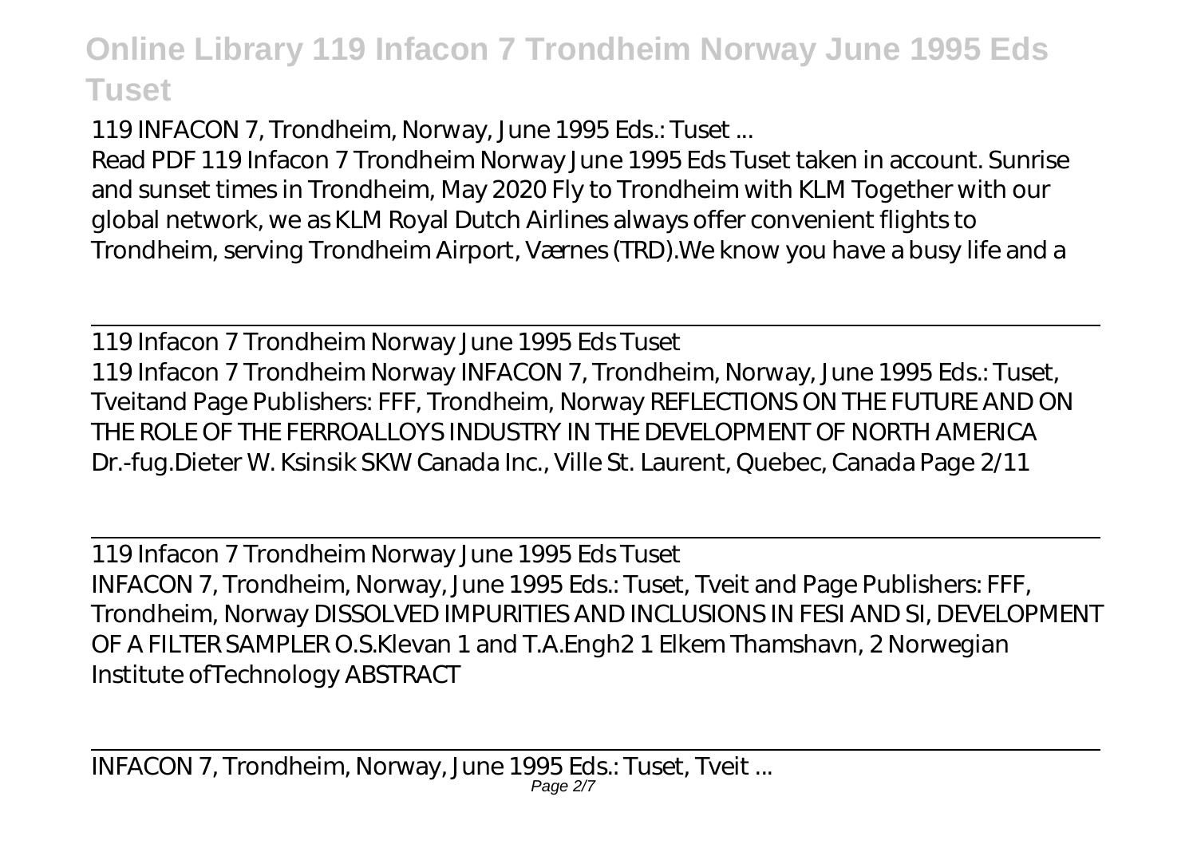119 INFACON 7, Trondheim, Norway, June 1995 Eds.: Tuset ...

Read PDF 119 Infacon 7 Trondheim Norway June 1995 Eds Tuset taken in account. Sunrise and sunset times in Trondheim, May 2020 Fly to Trondheim with KLM Together with our global network, we as KLM Royal Dutch Airlines always offer convenient flights to Trondheim, serving Trondheim Airport, Værnes (TRD).We know you have a busy life and a

119 Infacon 7 Trondheim Norway June 1995 Eds Tuset

119 Infacon 7 Trondheim Norway INFACON 7, Trondheim, Norway, June 1995 Eds.: Tuset, Tveitand Page Publishers: FFF, Trondheim, Norway REFLECTIONS ON THE FUTURE AND ON THE ROLE OF THE FERROALLOYS INDUSTRY IN THE DEVELOPMENT OF NORTH AMERICA Dr.-fug.Dieter W. Ksinsik SKW Canada Inc., Ville St. Laurent, Quebec, Canada Page 2/11

119 Infacon 7 Trondheim Norway June 1995 Eds Tuset

INFACON 7, Trondheim, Norway, June 1995 Eds.: Tuset, Tveit and Page Publishers: FFF, Trondheim, Norway DISSOLVED IMPURITIES AND INCLUSIONS IN FESI AND SI, DEVELOPMENT OF A FILTER SAMPLER O.S.Klevan 1 and T.A.Engh2 1 Elkem Thamshavn, 2 Norwegian Institute ofTechnology ABSTRACT

INFACON 7, Trondheim, Norway, June 1995 Eds.: Tuset, Tveit ...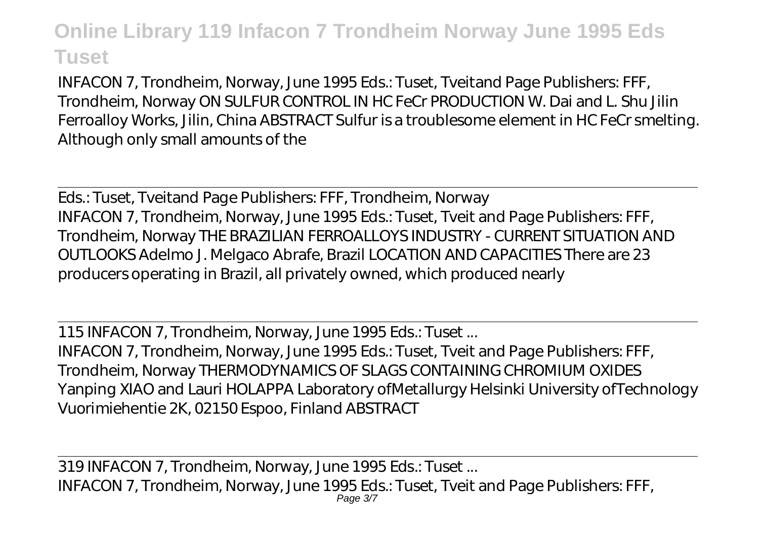INFACON 7, Trondheim, Norway, June 1995 Eds.: Tuset, Tveitand Page Publishers: FFF, Trondheim, Norway ON SULFUR CONTROL IN HC FeCr PRODUCTION W. Dai and L. Shu Jilin Ferroalloy Works, Jilin, China ABSTRACT Sulfur is a troublesome element in HC FeCr smelting. Although only small amounts of the

## Eds.: Tuset, Tveitand Page Publishers: FFF, Trondheim, Norway

INFACON 7, Trondheim, Norway, June 1995 Eds.: Tuset, Tveit and Page Publishers: FFF, Trondheim, Norway THE BRAZILIAN FERROALLOYS INDUSTRY - CURRENT SITUATION AND OUTLOOKS Adelmo J. Melgaco Abrafe, Brazil LOCATION AND CAPACITIES There are 23 producers operating in Brazil, all privately owned, which produced nearly

## 115 INFACON 7, Trondheim, Norway, June 1995 Eds.: Tuset ...

INFACON 7, Trondheim, Norway, June 1995 Eds.: Tuset, Tveit and Page Publishers: FFF, Trondheim, Norway THERMODYNAMICS OF SLAGS CONTAINING CHROMIUM OXIDES Yanping XIAO and Lauri HOLAPPA Laboratory ofMetallurgy Helsinki University ofTechnology Vuorimiehentie 2K, 02150 Espoo, Finland ABSTRACT

## 319 INFACON 7, Trondheim, Norway, June 1995 Eds.: Tuset ...

INFACON 7, Trondheim, Norway, June 1995 Eds.: Tuset, Tveit and Page Publishers: FFF,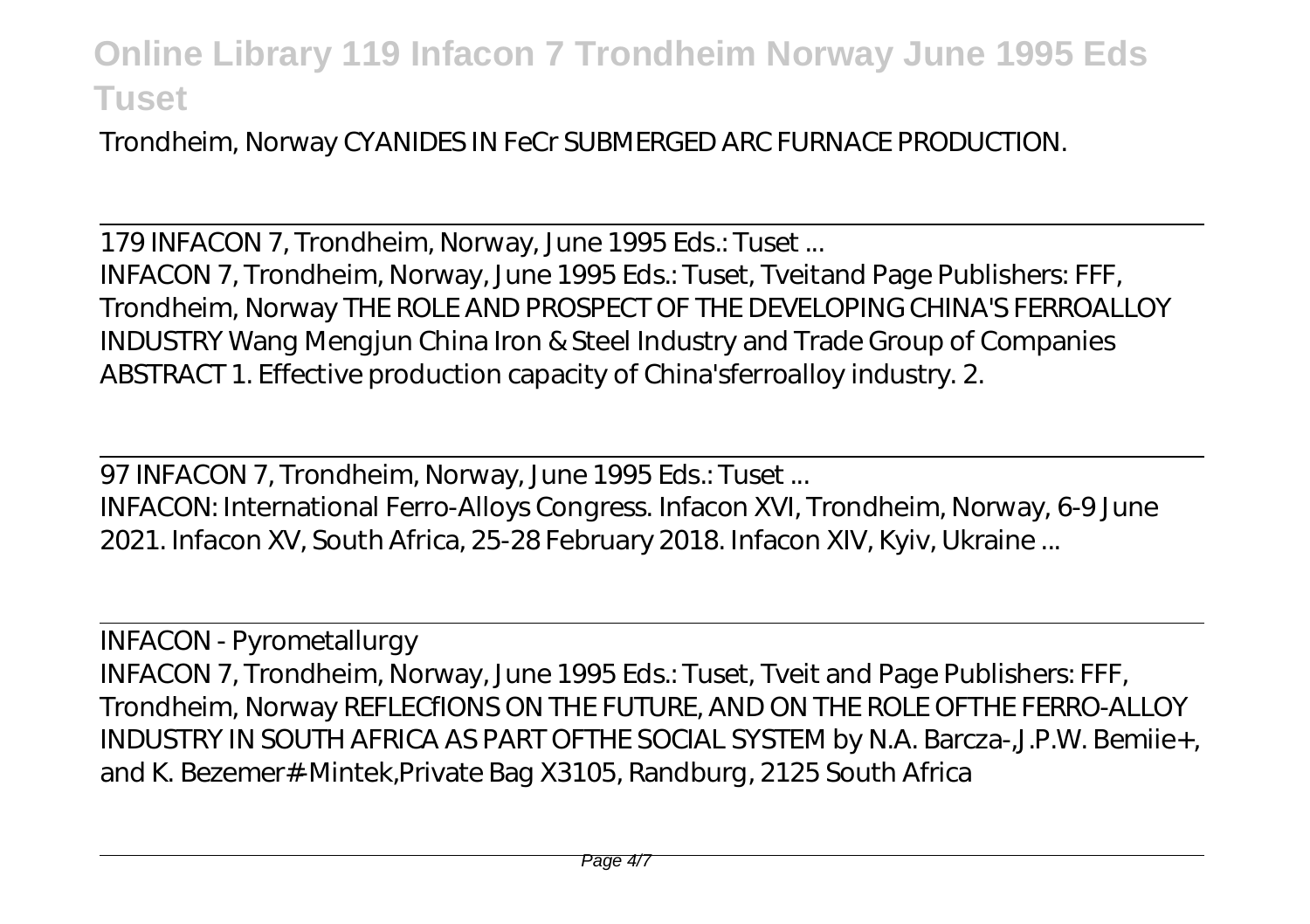Trondheim, Norway CYANIDES IN FeCr SUBMERGED ARC FURNACE PRODUCTION.

179 INFACON 7, Trondheim, Norway, June 1995 Eds.: Tuset ...

INFACON 7, Trondheim, Norway, June 1995 Eds.: Tuset, Tveitand Page Publishers: FFF, Trondheim, Norway THE ROLE AND PROSPECT OF THE DEVELOPING CHINA'S FERROALLOY INDUSTRY Wang Mengjun China Iron & Steel Industry and Trade Group of Companies ABSTRACT 1. Effective production capacity of China'sferroalloy industry. 2.

97 INFACON 7, Trondheim, Norway, June 1995 Eds.: Tuset ...

INFACON: International Ferro-Alloys Congress. Infacon XVI, Trondheim, Norway, 6-9 June 2021. Infacon XV, South Africa, 25-28 February 2018. Infacon XIV, Kyiv, Ukraine ...

INFACON - Pyrometallurgy

INFACON 7, Trondheim, Norway, June 1995 Eds.: Tuset, Tveit and Page Publishers: FFF, Trondheim, Norway REFLECfIONS ON THE FUTURE, AND ON THE ROLE OFTHE FERRO-ALLOY INDUSTRY IN SOUTH AFRICA AS PART OFTHE SOCIAL SYSTEM by N.A. Barcza-,J.P.W. Bemiie+, and K. Bezemer# Mintek,Private Bag X3105, Randburg, 2125 South Africa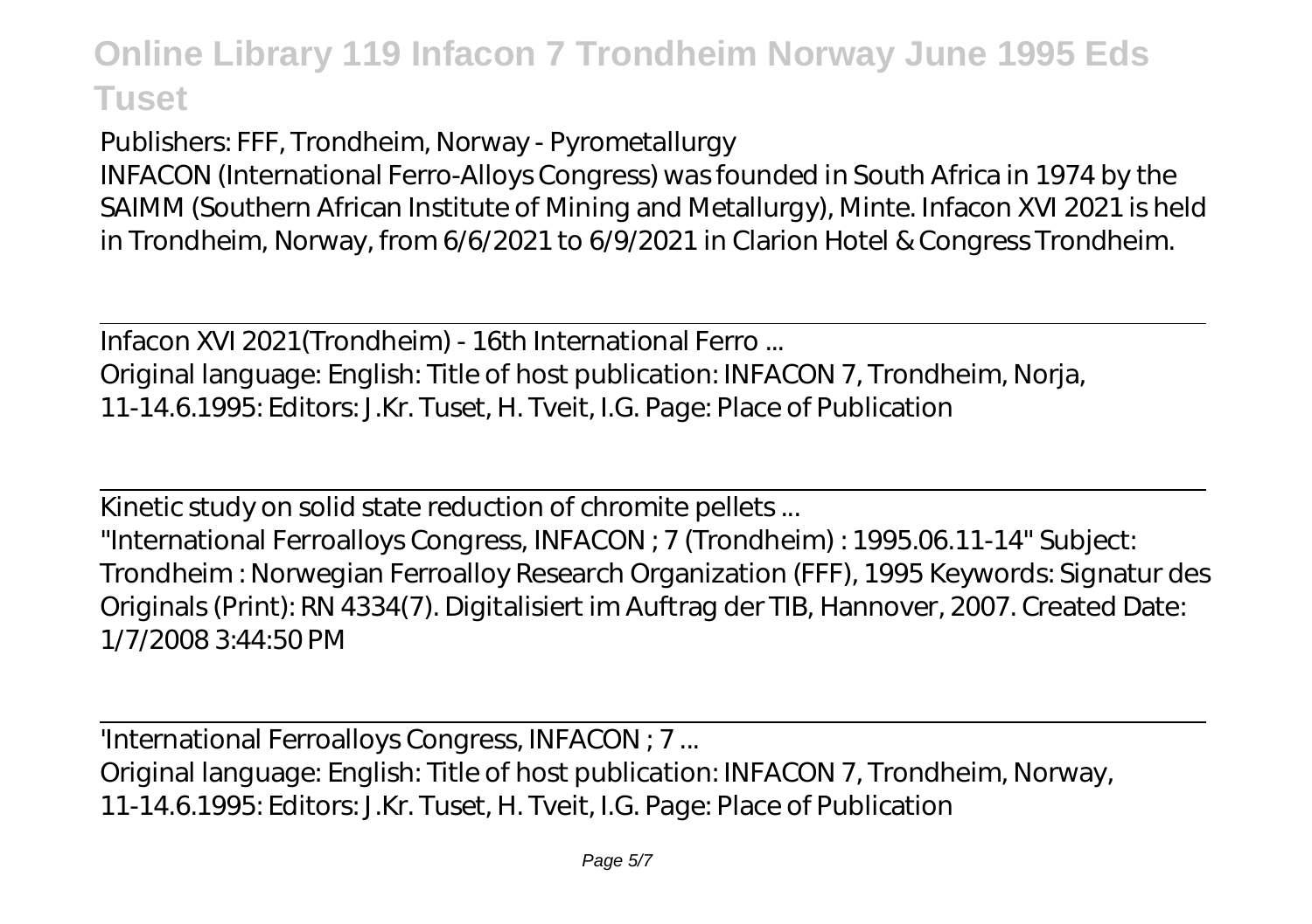Publishers: FFF, Trondheim, Norway - Pyrometallurgy

INFACON (International Ferro-Alloys Congress) was founded in South Africa in 1974 by the SAIMM (Southern African Institute of Mining and Metallurgy), Minte. Infacon XVI 2021 is held in Trondheim, Norway, from 6/6/2021 to 6/9/2021 in Clarion Hotel & Congress Trondheim.

Infacon XVI 2021(Trondheim) - 16th International Ferro ...

Original language: English: Title of host publication: INFACON 7, Trondheim, Norja, 11-14.6.1995: Editors: J.Kr. Tuset, H. Tveit, I.G. Page: Place of Publication

Kinetic study on solid state reduction of chromite pellets ...

"International Ferroalloys Congress, INFACON ; 7 (Trondheim) : 1995.06.11-14" Subject: Trondheim : Norwegian Ferroalloy Research Organization (FFF), 1995 Keywords: Signatur des Originals (Print): RN 4334(7). Digitalisiert im Auftrag der TIB, Hannover, 2007. Created Date: 1/7/2008 3:44:50 PM

'International Ferroalloys Congress, INFACON ; 7 ...

Original language: English: Title of host publication: INFACON 7, Trondheim, Norway, 11-14.6.1995: Editors: J.Kr. Tuset, H. Tveit, I.G. Page: Place of Publication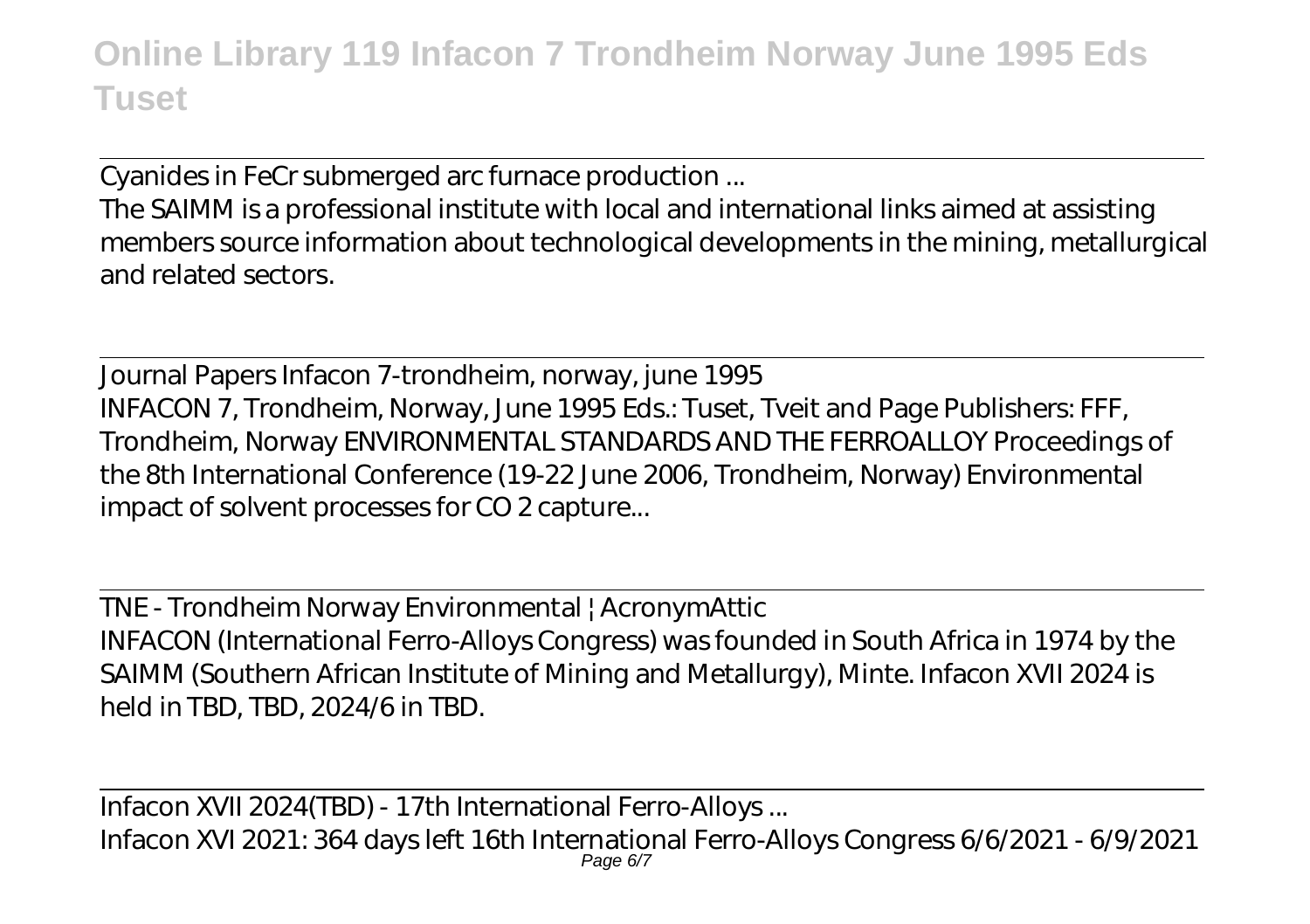Cyanides in FeCr submerged arc furnace production ...

The SAIMM is a professional institute with local and international links aimed at assisting members source information about technological developments in the mining, metallurgical and related sectors.

Journal Papers Infacon 7-trondheim, norway, june 1995

INFACON 7, Trondheim, Norway, June 1995 Eds.: Tuset, Tveit and Page Publishers: FFF, Trondheim, Norway ENVIRONMENTAL STANDARDS AND THE FERROALLOY Proceedings of the 8th International Conference (19-22 June 2006, Trondheim, Norway) Environmental impact of solvent processes for CO 2 capture...

TNE - Trondheim Norway Environmental | AcronymAttic

INFACON (International Ferro-Alloys Congress) was founded in South Africa in 1974 by the SAIMM (Southern African Institute of Mining and Metallurgy), Minte. Infacon XVII 2024 is held in TBD, TBD, 2024/6 in TBD.

Infacon XVII 2024(TBD) - 17th International Ferro-Alloys ...

Infacon XVI 2021: 364 days left 16th International Ferro-Alloys Congress 6/6/2021 - 6/9/2021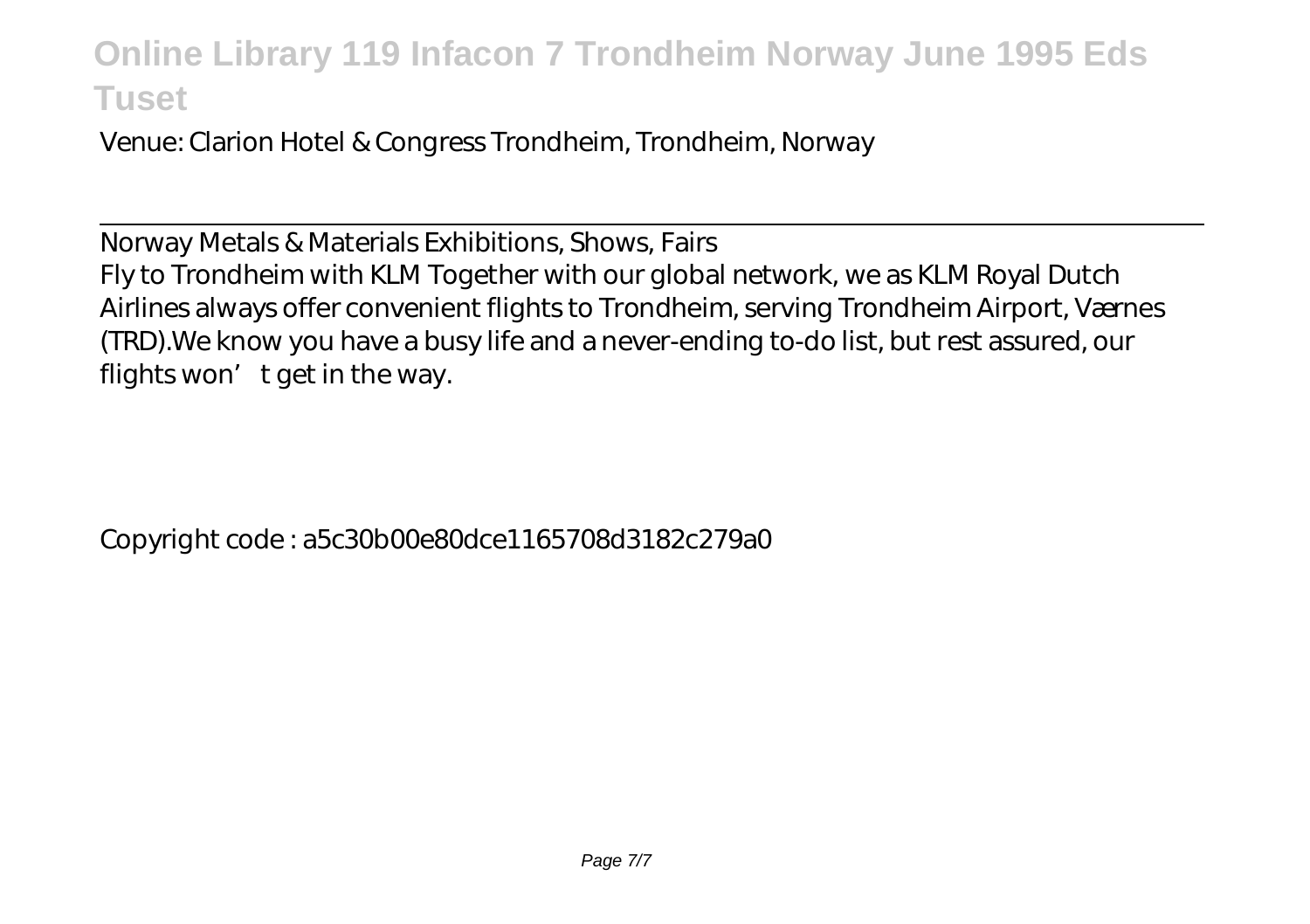Venue: Clarion Hotel & Congress Trondheim, Trondheim, Norway

---

Norway Metals & Materials Exhibitions, Shows, Fairs

Fly to Trondheim with KLM Together with our global network, we as KLM Royal Dutch Airlines always offer convenient flights to Trondheim, serving Trondheim Airport, Værnes (TRD).We know you have a busy life and a never-ending to-do list, but rest assured, our flights won't get in the way.

Copyright code : a5c30b00e80dce1165708d3182c279a0